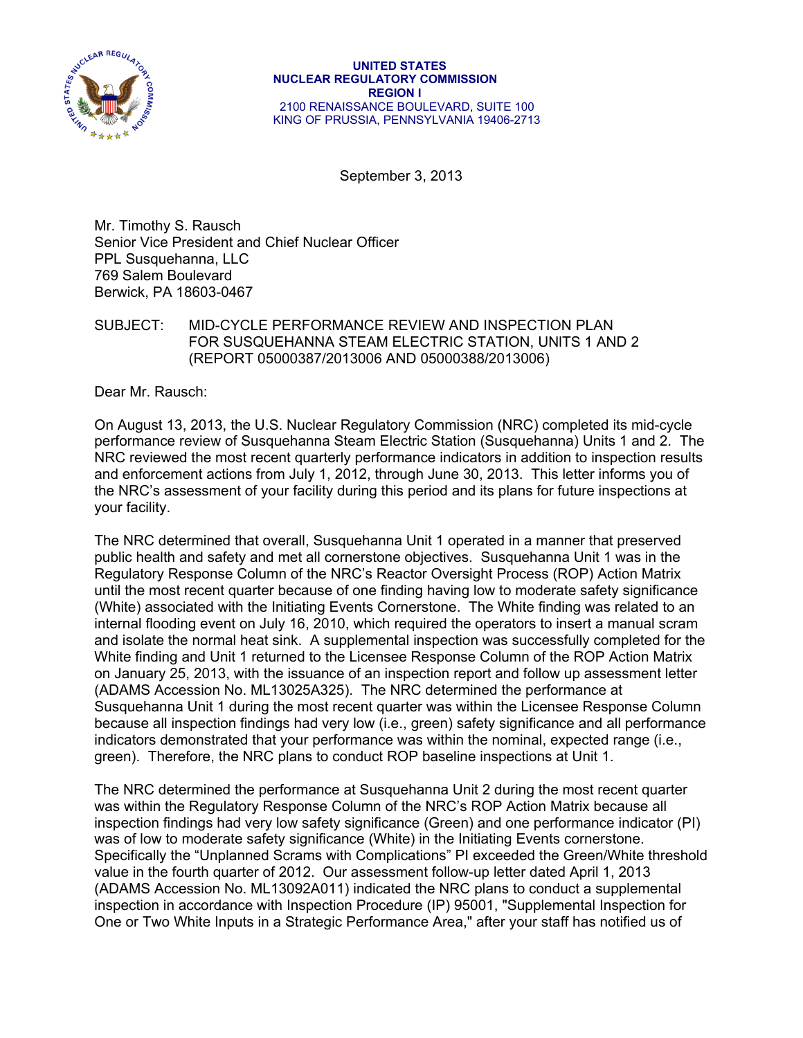UNITED STATES
NUCLEAR REGULATORY COMMISSION
REGION I
2100 RENAISSANCE BOULEVARD, SUITE 100
KING OF PRUSSIA, PENNSYLVANIA 19406-2713

September 3, 2013

Mr. Timothy S. Rausch
Senior Vice President and Chief Nuclear Officer
PPL Susquehanna, LLC
769 Salem Boulevard
Berwick, PA 18603-0467

SUBJECT: MID-CYCLE PERFORMANCE REVIEW AND INSPECTION PLAN FOR SUSQUEHANNA STEAM ELECTRIC STATION, UNITS 1 AND 2 (REPORT 05000387/2013006 AND 05000388/2013006)

Dear Mr. Rausch:

On August 13, 2013, the U.S. Nuclear Regulatory Commission (NRC) completed its mid-cycle performance review of Susquehanna Steam Electric Station (Susquehanna) Units 1 and 2. The NRC reviewed the most recent quarterly performance indicators in addition to inspection results and enforcement actions from July 1, 2012, through June 30, 2013. This letter informs you of the NRC's assessment of your facility during this period and its plans for future inspections at your facility.

The NRC determined that overall, Susquehanna Unit 1 operated in a manner that preserved public health and safety and met all cornerstone objectives. Susquehanna Unit 1 was in the Regulatory Response Column of the NRC's Reactor Oversight Process (ROP) Action Matrix until the most recent quarter because of one finding having low to moderate safety significance (White) associated with the Initiating Events Cornerstone. The White finding was related to an internal flooding event on July 16, 2010, which required the operators to insert a manual scram and isolate the normal heat sink. A supplemental inspection was successfully completed for the White finding and Unit 1 returned to the Licensee Response Column of the ROP Action Matrix on January 25, 2013, with the issuance of an inspection report and follow up assessment letter (ADAMS Accession No. ML13025A325). The NRC determined the performance at Susquehanna Unit 1 during the most recent quarter was within the Licensee Response Column because all inspection findings had very low (i.e., green) safety significance and all performance indicators demonstrated that your performance was within the nominal, expected range (i.e., green). Therefore, the NRC plans to conduct ROP baseline inspections at Unit 1.

The NRC determined the performance at Susquehanna Unit 2 during the most recent quarter was within the Regulatory Response Column of the NRC's ROP Action Matrix because all inspection findings had very low safety significance (Green) and one performance indicator (PI) was of low to moderate safety significance (White) in the Initiating Events cornerstone. Specifically the "Unplanned Scrams with Complications" PI exceeded the Green/White threshold value in the fourth quarter of 2012. Our assessment follow-up letter dated April 1, 2013 (ADAMS Accession No. ML13092A011) indicated the NRC plans to conduct a supplemental inspection in accordance with Inspection Procedure (IP) 95001, "Supplemental Inspection for One or Two White Inputs in a Strategic Performance Area," after your staff has notified us of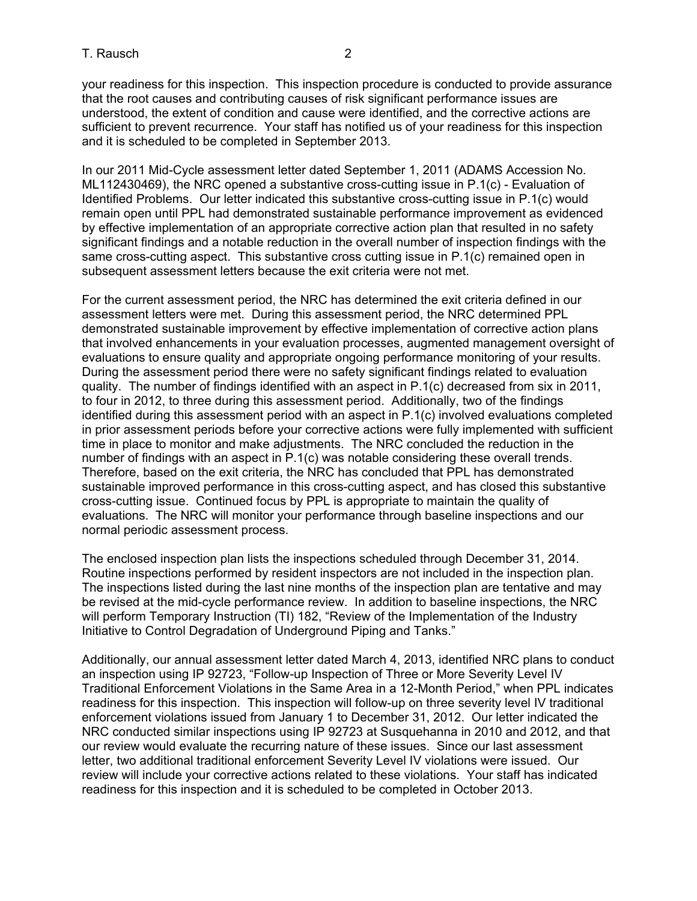your readiness for this inspection. This inspection procedure is conducted to provide assurance that the root causes and contributing causes of risk significant performance issues are understood, the extent of condition and cause were identified, and the corrective actions are sufficient to prevent recurrence. Your staff has notified us of your readiness for this inspection and it is scheduled to be completed in September 2013.

In our 2011 Mid-Cycle assessment letter dated September 1, 2011 (ADAMS Accession No. ML112430469), the NRC opened a substantive cross-cutting issue in P.1(c) - Evaluation of Identified Problems. Our letter indicated this substantive cross-cutting issue in P.1(c) would remain open until PPL had demonstrated sustainable performance improvement as evidenced by effective implementation of an appropriate corrective action plan that resulted in no safety significant findings and a notable reduction in the overall number of inspection findings with the same cross-cutting aspect. This substantive cross cutting issue in P.1(c) remained open in subsequent assessment letters because the exit criteria were not met.

For the current assessment period, the NRC has determined the exit criteria defined in our assessment letters were met. During this assessment period, the NRC determined PPL demonstrated sustainable improvement by effective implementation of corrective action plans that involved enhancements in your evaluation processes, augmented management oversight of evaluations to ensure quality and appropriate ongoing performance monitoring of your results. During the assessment period there were no safety significant findings related to evaluation quality. The number of findings identified with an aspect in P.1(c) decreased from six in 2011, to four in 2012, to three during this assessment period. Additionally, two of the findings identified during this assessment period with an aspect in P.1(c) involved evaluations completed in prior assessment periods before your corrective actions were fully implemented with sufficient time in place to monitor and make adjustments. The NRC concluded the reduction in the number of findings with an aspect in P.1(c) was notable considering these overall trends. Therefore, based on the exit criteria, the NRC has concluded that PPL has demonstrated sustainable improved performance in this cross-cutting aspect, and has closed this substantive cross-cutting issue. Continued focus by PPL is appropriate to maintain the quality of evaluations. The NRC will monitor your performance through baseline inspections and our normal periodic assessment process.

The enclosed inspection plan lists the inspections scheduled through December 31, 2014. Routine inspections performed by resident inspectors are not included in the inspection plan. The inspections listed during the last nine months of the inspection plan are tentative and may be revised at the mid-cycle performance review. In addition to baseline inspections, the NRC will perform Temporary Instruction (TI) 182, "Review of the Implementation of the Industry Initiative to Control Degradation of Underground Piping and Tanks."

Additionally, our annual assessment letter dated March 4, 2013, identified NRC plans to conduct an inspection using IP 92723, "Follow-up Inspection of Three or More Severity Level IV Traditional Enforcement Violations in the Same Area in a 12-Month Period," when PPL indicates readiness for this inspection. This inspection will follow-up on three severity level IV traditional enforcement violations issued from January 1 to December 31, 2012. Our letter indicated the NRC conducted similar inspections using IP 92723 at Susquehanna in 2010 and 2012, and that our review would evaluate the recurring nature of these issues. Since our last assessment letter, two additional traditional enforcement Severity Level IV violations were issued. Our review will include your corrective actions related to these violations. Your staff has indicated readiness for this inspection and it is scheduled to be completed in October 2013.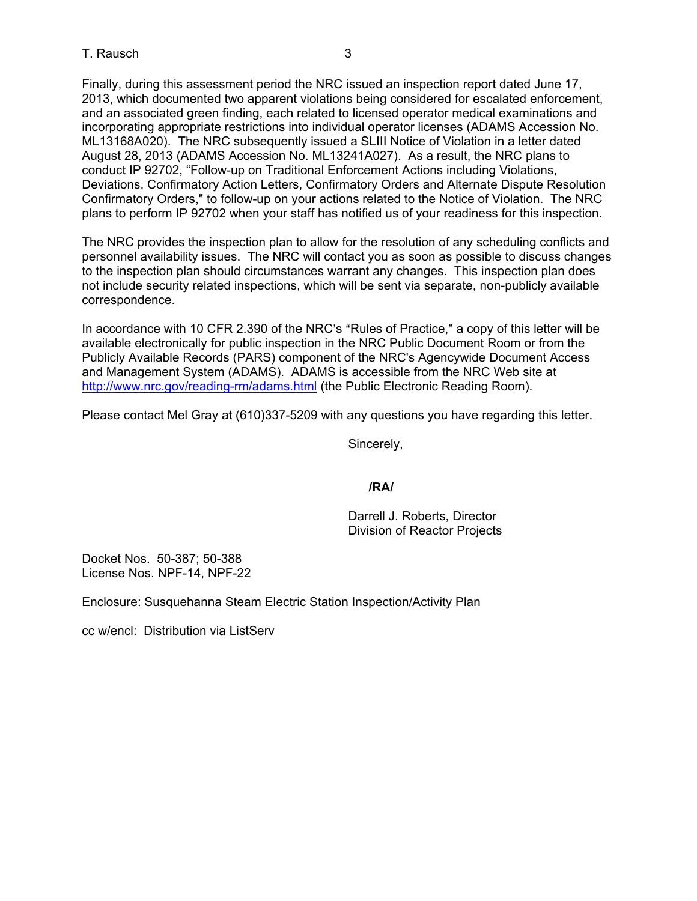Finally, during this assessment period the NRC issued an inspection report dated June 17, 2013, which documented two apparent violations being considered for escalated enforcement, and an associated green finding, each related to licensed operator medical examinations and incorporating appropriate restrictions into individual operator licenses (ADAMS Accession No. ML13168A020). The NRC subsequently issued a SLIII Notice of Violation in a letter dated August 28, 2013 (ADAMS Accession No. ML13241A027). As a result, the NRC plans to conduct IP 92702, "Follow-up on Traditional Enforcement Actions including Violations, Deviations, Confirmatory Action Letters, Confirmatory Orders and Alternate Dispute Resolution Confirmatory Orders," to follow-up on your actions related to the Notice of Violation. The NRC plans to perform IP 92702 when your staff has notified us of your readiness for this inspection.

The NRC provides the inspection plan to allow for the resolution of any scheduling conflicts and personnel availability issues. The NRC will contact you as soon as possible to discuss changes to the inspection plan should circumstances warrant any changes. This inspection plan does not include security related inspections, which will be sent via separate, non-publicly available correspondence.

In accordance with 10 CFR 2.390 of the NRC's "Rules of Practice," a copy of this letter will be available electronically for public inspection in the NRC Public Document Room or from the Publicly Available Records (PARS) component of the NRC's Agencywide Document Access and Management System (ADAMS). ADAMS is accessible from the NRC Web site at http://www.nrc.gov/reading-rm/adams.html (the Public Electronic Reading Room).

Please contact Mel Gray at (610)337-5209 with any questions you have regarding this letter.

Sincerely,

**/RA/**

Darrell J. Roberts, Director
Division of Reactor Projects

Docket Nos. 50-387; 50-388
License Nos. NPF-14, NPF-22

Enclosure: Susquehanna Steam Electric Station Inspection/Activity Plan

cc w/encl: Distribution via ListServ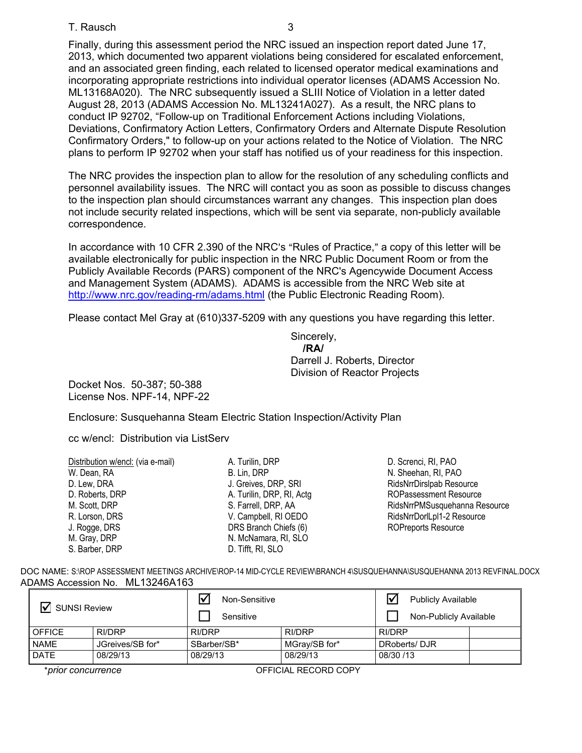Finally, during this assessment period the NRC issued an inspection report dated June 17, 2013, which documented two apparent violations being considered for escalated enforcement, and an associated green finding, each related to licensed operator medical examinations and incorporating appropriate restrictions into individual operator licenses (ADAMS Accession No. ML13168A020). The NRC subsequently issued a SLIII Notice of Violation in a letter dated August 28, 2013 (ADAMS Accession No. ML13241A027). As a result, the NRC plans to conduct IP 92702, "Follow-up on Traditional Enforcement Actions including Violations, Deviations, Confirmatory Action Letters, Confirmatory Orders and Alternate Dispute Resolution Confirmatory Orders," to follow-up on your actions related to the Notice of Violation. The NRC plans to perform IP 92702 when your staff has notified us of your readiness for this inspection.

The NRC provides the inspection plan to allow for the resolution of any scheduling conflicts and personnel availability issues. The NRC will contact you as soon as possible to discuss changes to the inspection plan should circumstances warrant any changes. This inspection plan does not include security related inspections, which will be sent via separate, non-publicly available correspondence.

In accordance with 10 CFR 2.390 of the NRC's "Rules of Practice," a copy of this letter will be available electronically for public inspection in the NRC Public Document Room or from the Publicly Available Records (PARS) component of the NRC's Agencywide Document Access and Management System (ADAMS). ADAMS is accessible from the NRC Web site at http://www.nrc.gov/reading-rm/adams.html (the Public Electronic Reading Room).

Please contact Mel Gray at (610)337-5209 with any questions you have regarding this letter.

Sincerely,
**/RA/**
Darrell J. Roberts, Director
Division of Reactor Projects

Docket Nos. 50-387; 50-388
License Nos. NPF-14, NPF-22

Enclosure: Susquehanna Steam Electric Station Inspection/Activity Plan

cc w/encl: Distribution via ListServ

Distribution w/encl: (via e-mail)
W. Dean, RA
D. Lew, DRA
D. Roberts, DRP
M. Scott, DRP
R. Lorson, DRS
J. Rogge, DRS
M. Gray, DRP
S. Barber, DRP
A. Turilin, DRP
B. Lin, DRP
J. Greives, DRP, SRI
A. Turilin, DRP, RI, Actg
S. Farrell, DRP, AA
V. Campbell, RI OEDO
DRS Branch Chiefs (6)
N. McNamara, RI, SLO
D. Tifft, RI, SLO
D. Screnci, RI, PAO
N. Sheehan, RI, PAO
RidsNrrDirslpab Resource
ROPassessment Resource
RidsNrrPMSusquehanna Resource
RidsNrrDorlLpl1-2 Resource
ROPreports Resource

DOC NAME: S:\ROP ASSESSMENT MEETINGS ARCHIVE\ROP-14 MID-CYCLE REVIEW\BRANCH 4\SUSQUEHANNA\SUSQUEHANNA 2013 REVFINAL.DOCX
ADAMS Accession No. ML13246A163

| ☑ SUNSI Review | | ☑ Non-Sensitive<br>☐ Sensitive | | ☑ Publicly Available<br>☐ Non-Publicly Available | |
|---|---|---|---|---|---|
| OFFICE | RI/DRP | RI/DRP | RI/DRP | RI/DRP | |
| NAME | JGreives/SB for* | SBarber/SB* | MGray/SB for* | DRoberts/ DJR | |
| DATE | 08/29/13 | 08/29/13 | 08/29/13 | 08/30 /13 | |

*\*prior concurrence*

OFFICIAL RECORD COPY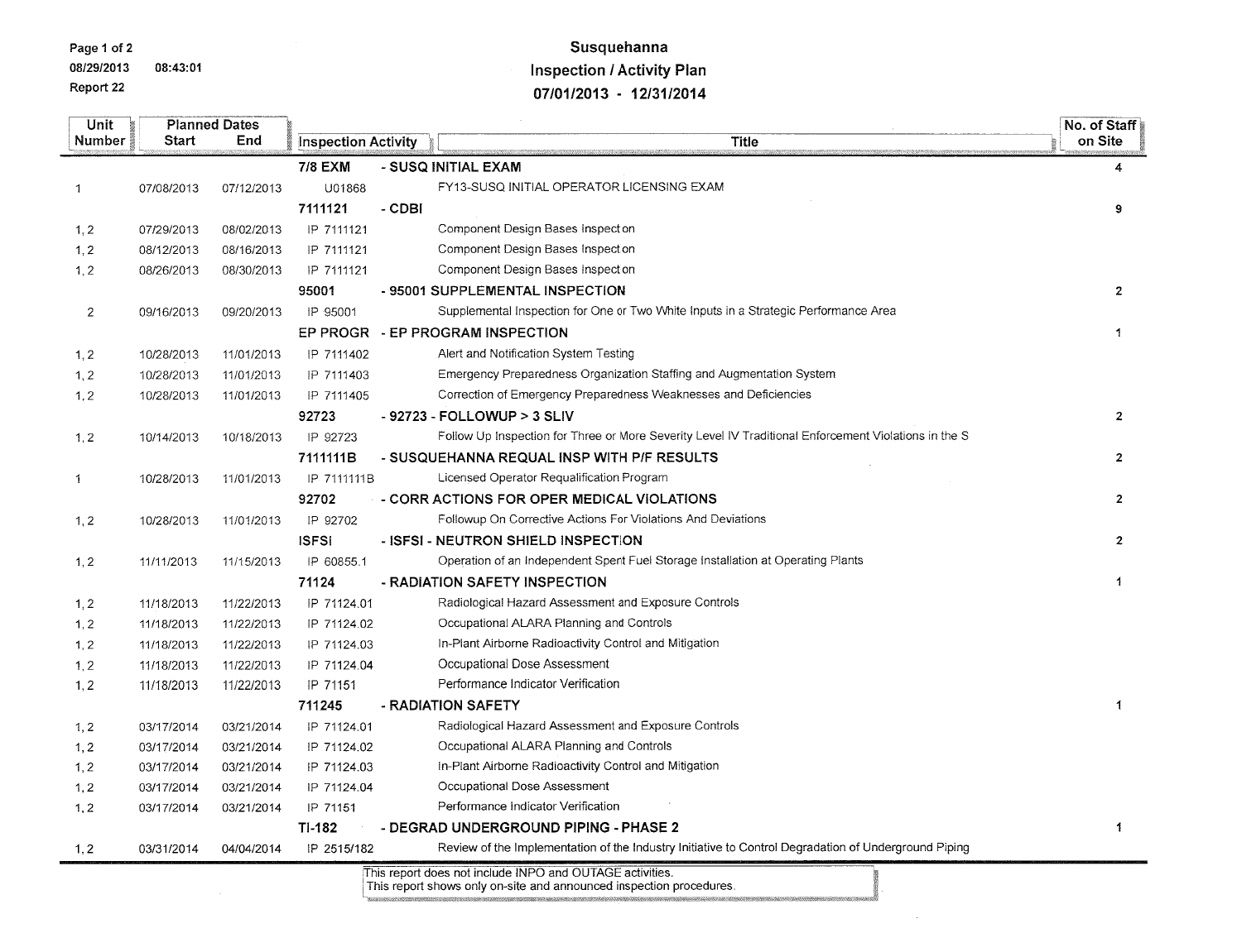# Susquehanna
## Inspection / Activity Plan
## 07/01/2013 - 12/31/2014

| Unit Number | Planned Dates Start | End | Inspection Activity | | Title | No. of Staff on Site |
|---|---|---|---|---|---|---|
| | | | **7/8 EXM** | **- SUSQ INITIAL EXAM** | | **4** |
| 1 | 07/08/2013 | 07/12/2013 | U01868 | | FY13-SUSQ INITIAL OPERATOR LICENSING EXAM | |
| | | | **7111121** | **- CDBI** | | **9** |
| 1, 2 | 07/29/2013 | 08/02/2013 | IP 7111121 | | Component Design Bases Inspection | |
| 1, 2 | 08/12/2013 | 08/16/2013 | IP 7111121 | | Component Design Bases Inspection | |
| 1, 2 | 08/26/2013 | 08/30/2013 | IP 7111121 | | Component Design Bases Inspection | |
| | | | **95001** | **- 95001 SUPPLEMENTAL INSPECTION** | | **2** |
| 2 | 09/16/2013 | 09/20/2013 | IP 95001 | | Supplemental Inspection for One or Two White Inputs in a Strategic Performance Area | |
| | | | **EP PROGR** | **- EP PROGRAM INSPECTION** | | **1** |
| 1, 2 | 10/28/2013 | 11/01/2013 | IP 7111402 | | Alert and Notification System Testing | |
| 1, 2 | 10/28/2013 | 11/01/2013 | IP 7111403 | | Emergency Preparedness Organization Staffing and Augmentation System | |
| 1, 2 | 10/28/2013 | 11/01/2013 | IP 7111405 | | Correction of Emergency Preparedness Weaknesses and Deficiencies | |
| | | | **92723** | **- 92723 - FOLLOWUP > 3 SLIV** | | **2** |
| 1, 2 | 10/14/2013 | 10/18/2013 | IP 92723 | | Follow Up Inspection for Three or More Severity Level IV Traditional Enforcement Violations in the S | |
| | | | **7111111B** | **- SUSQUEHANNA REQUAL INSP WITH P/F RESULTS** | | **2** |
| 1 | 10/28/2013 | 11/01/2013 | IP 7111111B | | Licensed Operator Requalification Program | |
| | | | **92702** | **- CORR ACTIONS FOR OPER MEDICAL VIOLATIONS** | | **2** |
| 1, 2 | 10/28/2013 | 11/01/2013 | IP 92702 | | Followup On Corrective Actions For Violations And Deviations | |
| | | | **ISFSI** | **- ISFSI - NEUTRON SHIELD INSPECTION** | | **2** |
| 1, 2 | 11/11/2013 | 11/15/2013 | IP 60855.1 | | Operation of an Independent Spent Fuel Storage Installation at Operating Plants | |
| | | | **71124** | **- RADIATION SAFETY INSPECTION** | | **1** |
| 1, 2 | 11/18/2013 | 11/22/2013 | IP 71124.01 | | Radiological Hazard Assessment and Exposure Controls | |
| 1, 2 | 11/18/2013 | 11/22/2013 | IP 71124.02 | | Occupational ALARA Planning and Controls | |
| 1, 2 | 11/18/2013 | 11/22/2013 | IP 71124.03 | | In-Plant Airborne Radioactivity Control and Mitigation | |
| 1, 2 | 11/18/2013 | 11/22/2013 | IP 71124.04 | | Occupational Dose Assessment | |
| 1, 2 | 11/18/2013 | 11/22/2013 | IP 71151 | | Performance Indicator Verification | |
| | | | **711245** | **- RADIATION SAFETY** | | **1** |
| 1, 2 | 03/17/2014 | 03/21/2014 | IP 71124.01 | | Radiological Hazard Assessment and Exposure Controls | |
| 1, 2 | 03/17/2014 | 03/21/2014 | IP 71124.02 | | Occupational ALARA Planning and Controls | |
| 1, 2 | 03/17/2014 | 03/21/2014 | IP 71124.03 | | In-Plant Airborne Radioactivity Control and Mitigation | |
| 1, 2 | 03/17/2014 | 03/21/2014 | IP 71124.04 | | Occupational Dose Assessment | |
| 1, 2 | 03/17/2014 | 03/21/2014 | IP 71151 | | Performance Indicator Verification | |
| | | | **TI-182** | **- DEGRAD UNDERGROUND PIPING - PHASE 2** | | **1** |
| 1, 2 | 03/31/2014 | 04/04/2014 | IP 2515/182 | | Review of the Implementation of the Industry Initiative to Control Degradation of Underground Piping | |

This report does not include INPO and OUTAGE activities.
This report shows only on-site and announced inspection procedures.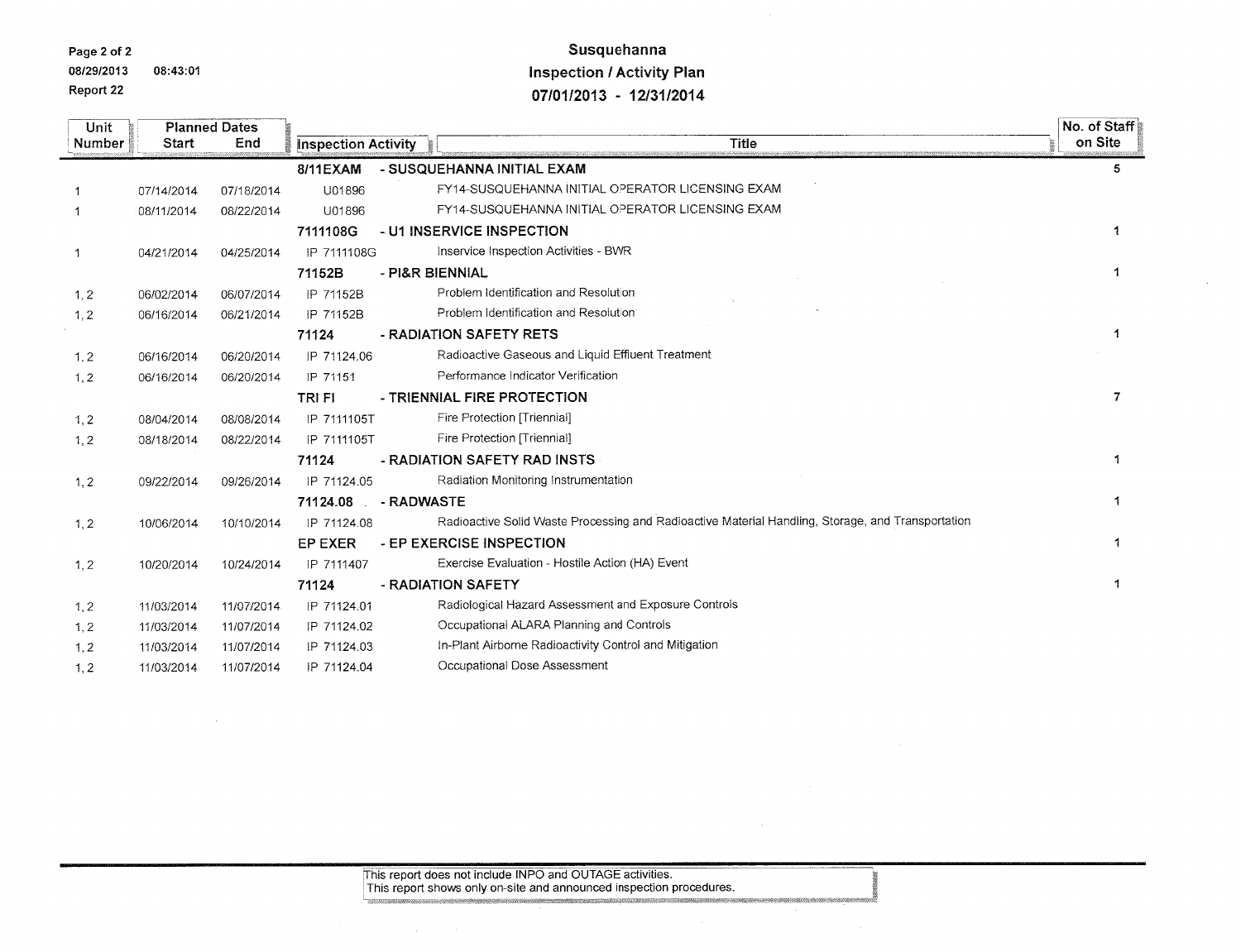# Susquehanna

## Inspection / Activity Plan

### 07/01/2013 - 12/31/2014

| Unit Number | Planned Dates Start | End | Inspection Activity | Title | No. of Staff on Site |
|---|---|---|---|---|---|
| | | | **8/11EXAM** | **- SUSQUEHANNA INITIAL EXAM** | **5** |
| 1 | 07/14/2014 | 07/18/2014 | U01896 | FY14-SUSQUEHANNA INITIAL OPERATOR LICENSING EXAM | |
| 1 | 08/11/2014 | 08/22/2014 | U01896 | FY14-SUSQUEHANNA INITIAL OPERATOR LICENSING EXAM | |
| | | | **7111108G** | **- U1 INSERVICE INSPECTION** | **1** |
| 1 | 04/21/2014 | 04/25/2014 | IP 7111108G | Inservice Inspection Activities - BWR | |
| | | | **71152B** | **- PI&R BIENNIAL** | **1** |
| 1, 2 | 06/02/2014 | 06/07/2014 | IP 71152B | Problem Identification and Resolution | |
| 1, 2 | 06/16/2014 | 06/21/2014 | IP 71152B | Problem Identification and Resolution | |
| | | | **71124** | **- RADIATION SAFETY RETS** | **1** |
| 1, 2 | 06/16/2014 | 06/20/2014 | IP 71124.06 | Radioactive Gaseous and Liquid Effluent Treatment | |
| 1, 2 | 06/16/2014 | 06/20/2014 | IP 71151 | Performance Indicator Verification | |
| | | | **TRI FI** | **- TRIENNIAL FIRE PROTECTION** | **7** |
| 1, 2 | 08/04/2014 | 08/08/2014 | IP 7111105T | Fire Protection [Triennial] | |
| 1, 2 | 08/18/2014 | 08/22/2014 | IP 7111105T | Fire Protection [Triennial] | |
| | | | **71124** | **- RADIATION SAFETY RAD INSTS** | **1** |
| 1, 2 | 09/22/2014 | 09/26/2014 | IP 71124.05 | Radiation Monitoring Instrumentation | |
| | | | **71124.08** | **- RADWASTE** | **1** |
| 1, 2 | 10/06/2014 | 10/10/2014 | IP 71124.08 | Radioactive Solid Waste Processing and Radioactive Material Handling, Storage, and Transportation | |
| | | | **EP EXER** | **- EP EXERCISE INSPECTION** | **1** |
| 1, 2 | 10/20/2014 | 10/24/2014 | IP 7111407 | Exercise Evaluation - Hostile Action (HA) Event | |
| | | | **71124** | **- RADIATION SAFETY** | **1** |
| 1, 2 | 11/03/2014 | 11/07/2014 | IP 71124.01 | Radiological Hazard Assessment and Exposure Controls | |
| 1, 2 | 11/03/2014 | 11/07/2014 | IP 71124.02 | Occupational ALARA Planning and Controls | |
| 1, 2 | 11/03/2014 | 11/07/2014 | IP 71124.03 | In-Plant Airborne Radioactivity Control and Mitigation | |
| 1, 2 | 11/03/2014 | 11/07/2014 | IP 71124.04 | Occupational Dose Assessment | |

This report does not include INPO and OUTAGE activities.
This report shows only on-site and announced inspection procedures.